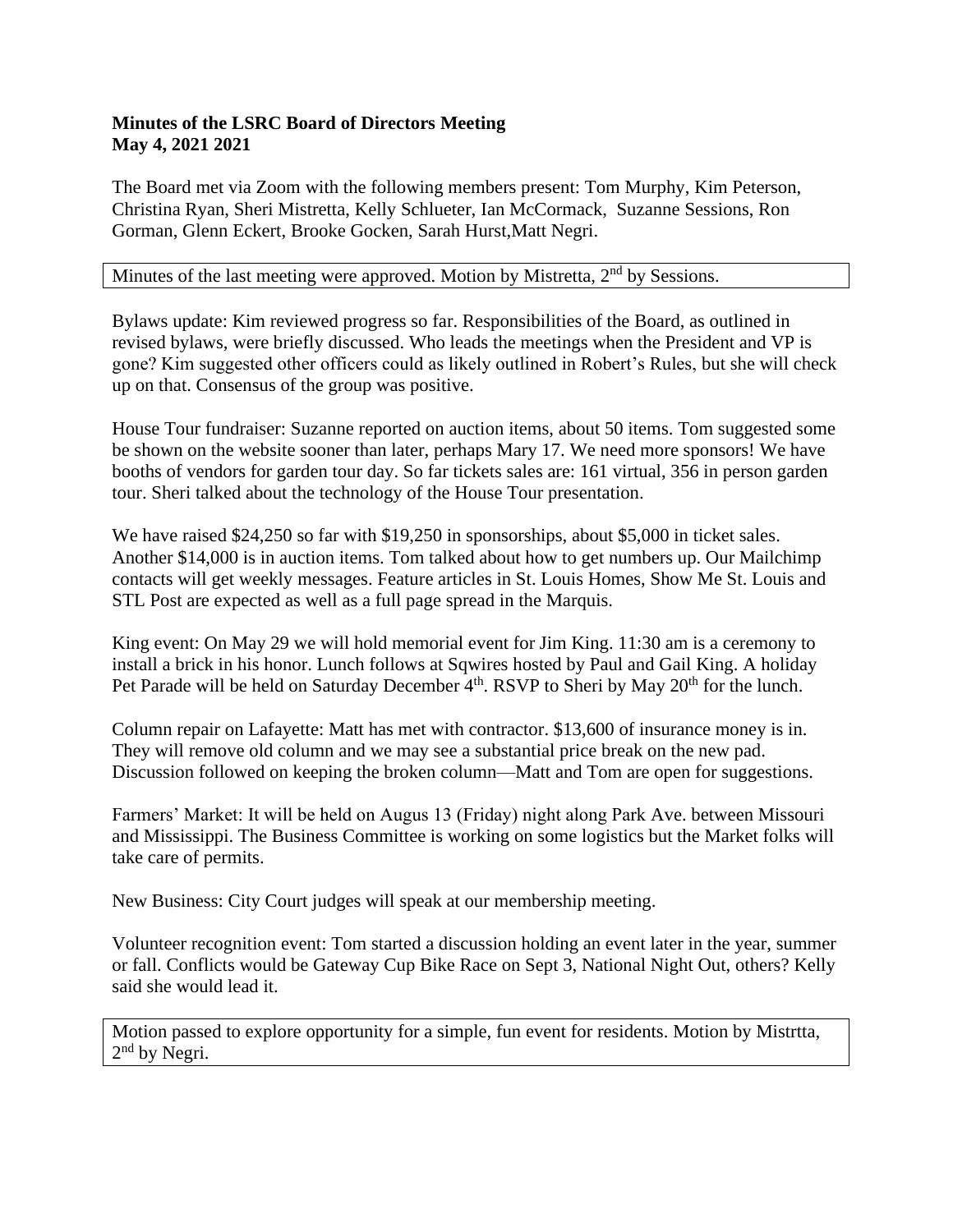**Minutes of the LSRC Board of Directors Meeting**
**May 4, 2021 2021**

The Board met via Zoom with the following members present: Tom Murphy, Kim Peterson, Christina Ryan, Sheri Mistretta, Kelly Schlueter, Ian McCormack, Suzanne Sessions, Ron Gorman, Glenn Eckert, Brooke Gocken, Sarah Hurst,Matt Negri.

Minutes of the last meeting were approved. Motion by Mistretta, 2nd by Sessions.

Bylaws update: Kim reviewed progress so far. Responsibilities of the Board, as outlined in revised bylaws, were briefly discussed. Who leads the meetings when the President and VP is gone? Kim suggested other officers could as likely outlined in Robert's Rules, but she will check up on that. Consensus of the group was positive.

House Tour fundraiser: Suzanne reported on auction items, about 50 items. Tom suggested some be shown on the website sooner than later, perhaps Mary 17. We need more sponsors! We have booths of vendors for garden tour day. So far tickets sales are: 161 virtual, 356 in person garden tour. Sheri talked about the technology of the House Tour presentation.

We have raised $24,250 so far with $19,250 in sponsorships, about $5,000 in ticket sales. Another $14,000 is in auction items. Tom talked about how to get numbers up. Our Mailchimp contacts will get weekly messages. Feature articles in St. Louis Homes, Show Me St. Louis and STL Post are expected as well as a full page spread in the Marquis.

King event: On May 29 we will hold memorial event for Jim King. 11:30 am is a ceremony to install a brick in his honor. Lunch follows at Sqwires hosted by Paul and Gail King. A holiday Pet Parade will be held on Saturday December 4th. RSVP to Sheri by May 20th for the lunch.

Column repair on Lafayette: Matt has met with contractor. $13,600 of insurance money is in. They will remove old column and we may see a substantial price break on the new pad. Discussion followed on keeping the broken column—Matt and Tom are open for suggestions.

Farmers' Market: It will be held on Augus 13 (Friday) night along Park Ave. between Missouri and Mississippi. The Business Committee is working on some logistics but the Market folks will take care of permits.

New Business: City Court judges will speak at our membership meeting.

Volunteer recognition event: Tom started a discussion holding an event later in the year, summer or fall. Conflicts would be Gateway Cup Bike Race on Sept 3, National Night Out, others? Kelly said she would lead it.

Motion passed to explore opportunity for a simple, fun event for residents. Motion by Mistrtta, 2nd by Negri.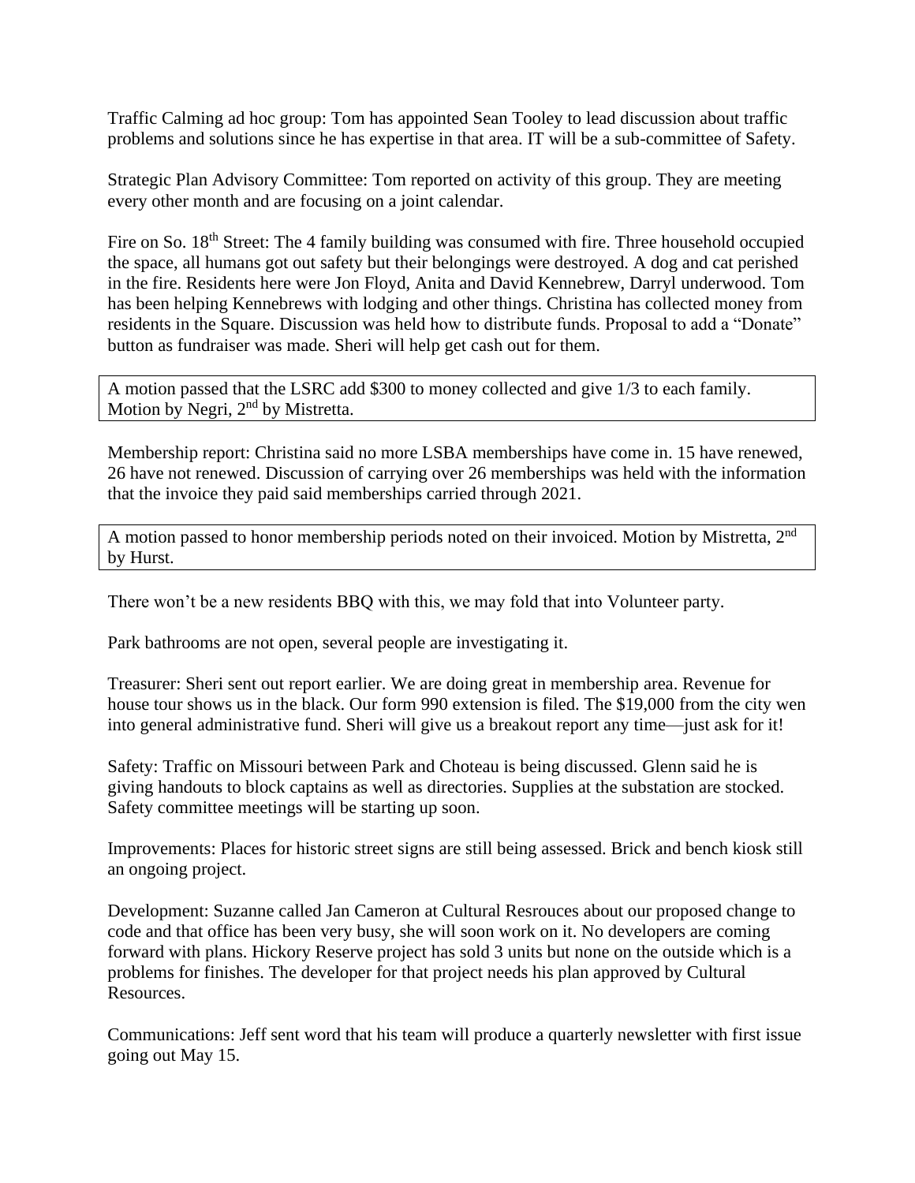Traffic Calming ad hoc group: Tom has appointed Sean Tooley to lead discussion about traffic problems and solutions since he has expertise in that area. IT will be a sub-committee of Safety.

Strategic Plan Advisory Committee: Tom reported on activity of this group. They are meeting every other month and are focusing on a joint calendar.

Fire on So. 18th Street: The 4 family building was consumed with fire. Three household occupied the space, all humans got out safety but their belongings were destroyed. A dog and cat perished in the fire. Residents here were Jon Floyd, Anita and David Kennebrew, Darryl underwood. Tom has been helping Kennebrews with lodging and other things. Christina has collected money from residents in the Square. Discussion was held how to distribute funds. Proposal to add a "Donate" button as fundraiser was made. Sheri will help get cash out for them.

A motion passed that the LSRC add $300 to money collected and give 1/3 to each family. Motion by Negri, 2nd by Mistretta.

Membership report: Christina said no more LSBA memberships have come in. 15 have renewed, 26 have not renewed. Discussion of carrying over 26 memberships was held with the information that the invoice they paid said memberships carried through 2021.

A motion passed to honor membership periods noted on their invoiced. Motion by Mistretta, 2nd by Hurst.

There won't be a new residents BBQ with this, we may fold that into Volunteer party.

Park bathrooms are not open, several people are investigating it.

Treasurer: Sheri sent out report earlier. We are doing great in membership area. Revenue for house tour shows us in the black. Our form 990 extension is filed. The $19,000 from the city wen into general administrative fund. Sheri will give us a breakout report any time—just ask for it!

Safety: Traffic on Missouri between Park and Choteau is being discussed. Glenn said he is giving handouts to block captains as well as directories. Supplies at the substation are stocked. Safety committee meetings will be starting up soon.

Improvements: Places for historic street signs are still being assessed. Brick and bench kiosk still an ongoing project.

Development: Suzanne called Jan Cameron at Cultural Resrouces about our proposed change to code and that office has been very busy, she will soon work on it. No developers are coming forward with plans. Hickory Reserve project has sold 3 units but none on the outside which is a problems for finishes. The developer for that project needs his plan approved by Cultural Resources.

Communications: Jeff sent word that his team will produce a quarterly newsletter with first issue going out May 15.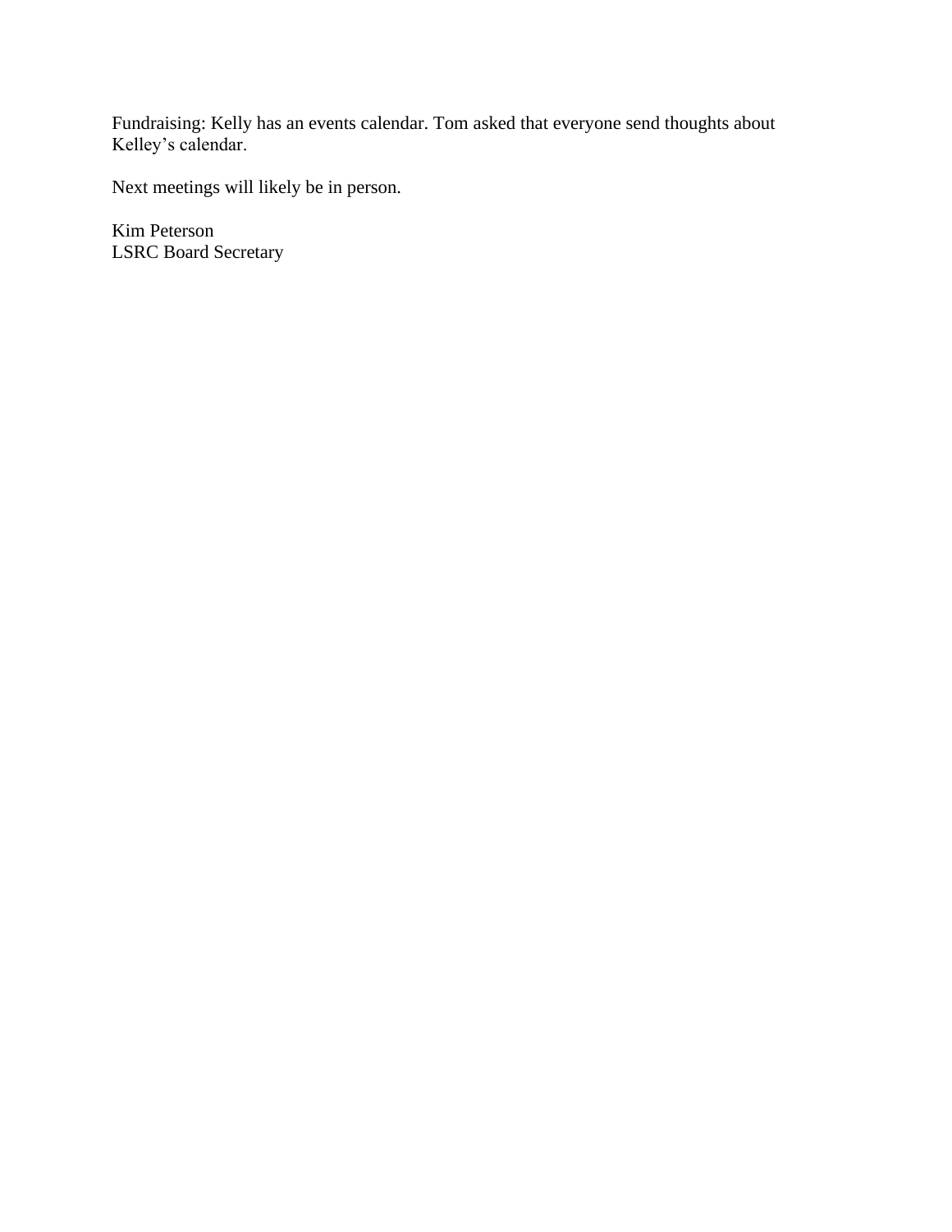Fundraising: Kelly has an events calendar. Tom asked that everyone send thoughts about Kelley's calendar.

Next meetings will likely be in person.

Kim Peterson
LSRC Board Secretary